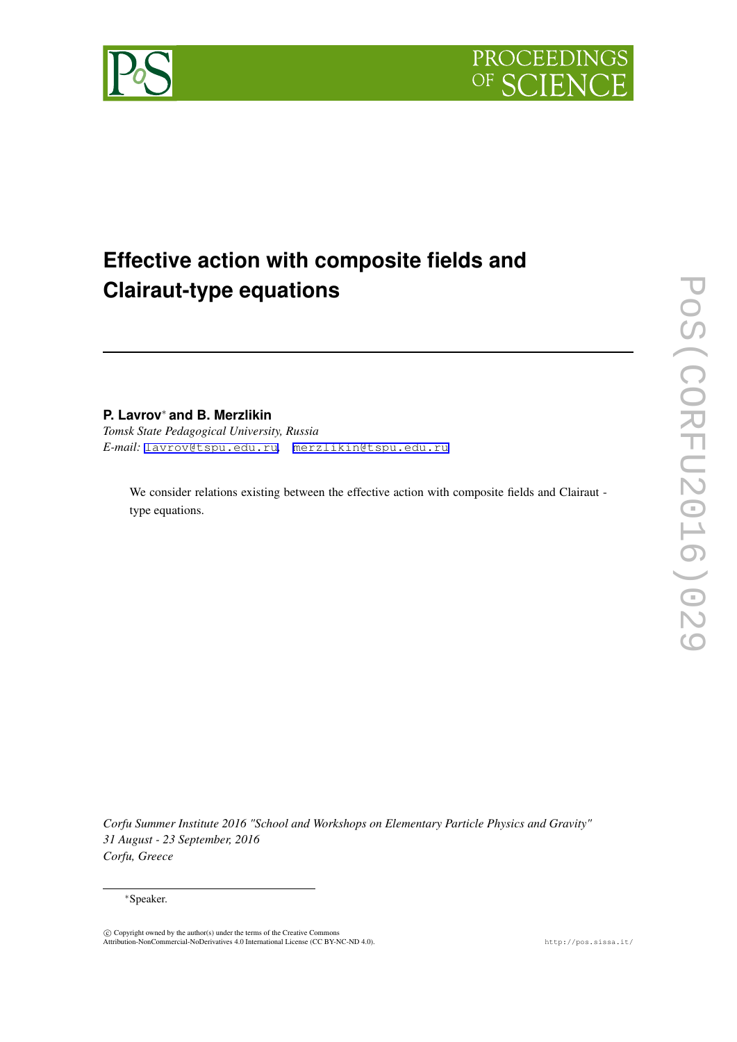# Effective action with composite fields and Clairaut-type equations

**P. Lavrov*** **and B. Merzlikin**

*Tomsk State Pedagogical University, Russia*

*E-mail:* lavrov@tspu.edu.ru, merzlikin@tspu.edu.ru

We consider relations existing between the effective action with composite fields and Clairaut - type equations.

*Corfu Summer Institute 2016 "School and Workshops on Elementary Particle Physics and Gravity"*
*31 August - 23 September, 2016*
*Corfu, Greece*

*Speaker.

© Copyright owned by the author(s) under the terms of the Creative Commons Attribution-NonCommercial-NoDerivatives 4.0 International License (CC BY-NC-ND 4.0).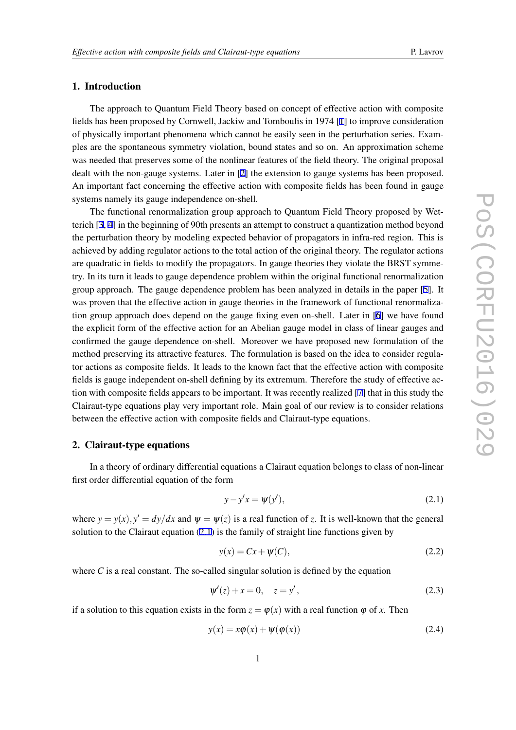## 1. Introduction

The approach to Quantum Field Theory based on concept of effective action with composite fields has been proposed by Cornwell, Jackiw and Tomboulis in 1974 [1] to improve consideration of physically important phenomena which cannot be easily seen in the perturbation series. Examples are the spontaneous symmetry violation, bound states and so on. An approximation scheme was needed that preserves some of the nonlinear features of the field theory. The original proposal dealt with the non-gauge systems. Later in [2] the extension to gauge systems has been proposed. An important fact concerning the effective action with composite fields has been found in gauge systems namely its gauge independence on-shell.

The functional renormalization group approach to Quantum Field Theory proposed by Wetterich [3, 4] in the beginning of 90th presents an attempt to construct a quantization method beyond the perturbation theory by modeling expected behavior of propagators in infra-red region. This is achieved by adding regulator actions to the total action of the original theory. The regulator actions are quadratic in fields to modify the propagators. In gauge theories they violate the BRST symmetry. In its turn it leads to gauge dependence problem within the original functional renormalization group approach. The gauge dependence problem has been analyzed in details in the paper [5]. It was proven that the effective action in gauge theories in the framework of functional renormalization group approach does depend on the gauge fixing even on-shell. Later in [6] we have found the explicit form of the effective action for an Abelian gauge model in class of linear gauges and confirmed the gauge dependence on-shell. Moreover we have proposed new formulation of the method preserving its attractive features. The formulation is based on the idea to consider regulator actions as composite fields. It leads to the known fact that the effective action with composite fields is gauge independent on-shell defining by its extremum. Therefore the study of effective action with composite fields appears to be important. It was recently realized [7] that in this study the Clairaut-type equations play very important role. Main goal of our review is to consider relations between the effective action with composite fields and Clairaut-type equations.

## 2. Clairaut-type equations

In a theory of ordinary differential equations a Clairaut equation belongs to class of non-linear first order differential equation of the form

$$y - y'x = \psi(y'), \tag{2.1}$$

where $y = y(x), y' = dy/dx$ and $\psi = \psi(z)$ is a real function of $z$. It is well-known that the general solution to the Clairaut equation (2.1) is the family of straight line functions given by

$$y(x) = Cx + \psi(C), \tag{2.2}$$

where $C$ is a real constant. The so-called singular solution is defined by the equation

$$\psi'(z) + x = 0, \quad z = y', \tag{2.3}$$

if a solution to this equation exists in the form $z = \varphi(x)$ with a real function $\varphi$ of $x$. Then

$$y(x) = x\varphi(x) + \psi(\varphi(x)) \tag{2.4}$$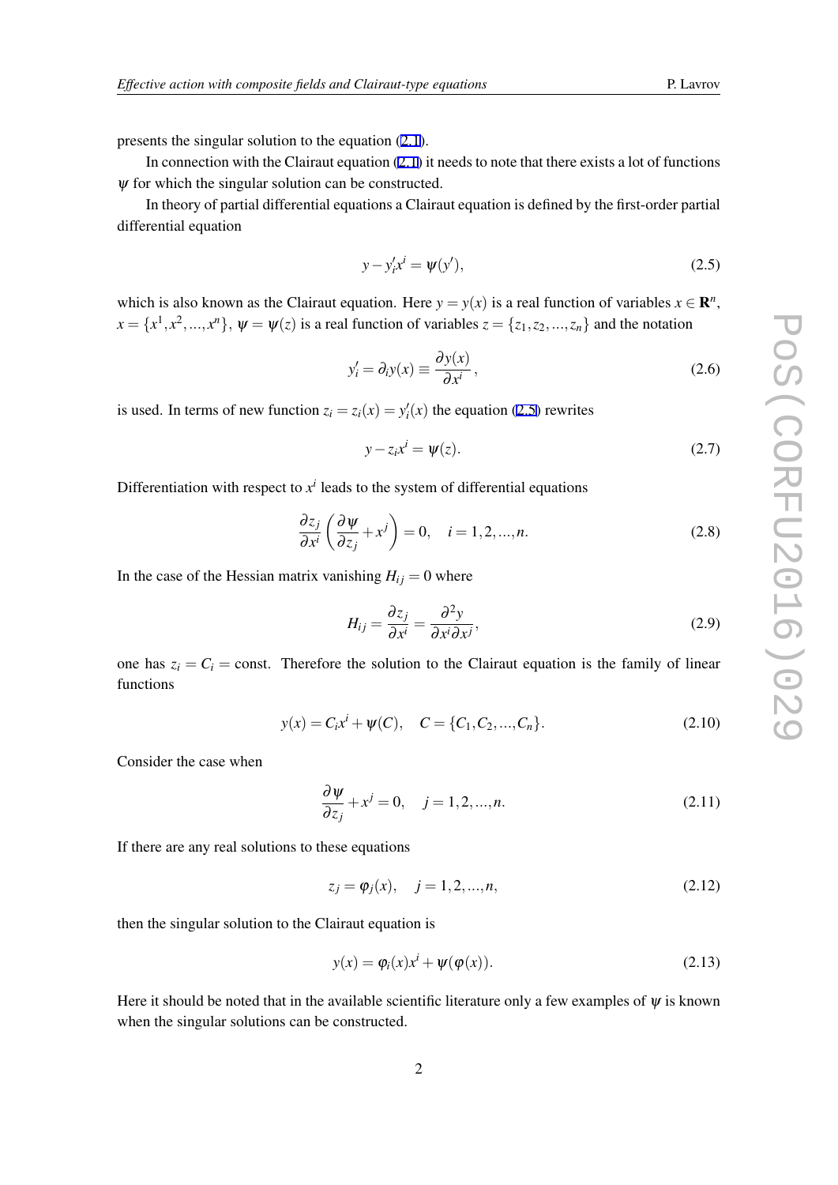presents the singular solution to the equation (2.1).

In connection with the Clairaut equation (2.1) it needs to note that there exists a lot of functions $\psi$ for which the singular solution can be constructed.

In theory of partial differential equations a Clairaut equation is defined by the first-order partial differential equation

$$y - y'_i x^i = \psi(y'), \tag{2.5}$$

which is also known as the Clairaut equation. Here $y = y(x)$ is a real function of variables $x \in \mathbf{R}^n$, $x = \{x^1, x^2, ..., x^n\}$, $\psi = \psi(z)$ is a real function of variables $z = \{z_1, z_2, ..., z_n\}$ and the notation

$$y'_i = \partial_i y(x) \equiv \frac{\partial y(x)}{\partial x^i}, \tag{2.6}$$

is used. In terms of new function $z_i = z_i(x) = y'_i(x)$ the equation (2.5) rewrites

$$y - z_i x^i = \psi(z). \tag{2.7}$$

Differentiation with respect to $x^i$ leads to the system of differential equations

$$\frac{\partial z_j}{\partial x^i}\left(\frac{\partial \psi}{\partial z_j} + x^j\right) = 0, \quad i = 1, 2, ..., n. \tag{2.8}$$

In the case of the Hessian matrix vanishing $H_{ij} = 0$ where

$$H_{ij} = \frac{\partial z_j}{\partial x^i} = \frac{\partial^2 y}{\partial x^i \partial x^j}, \tag{2.9}$$

one has $z_i = C_i = \text{const}$. Therefore the solution to the Clairaut equation is the family of linear functions

$$y(x) = C_i x^i + \psi(C), \quad C = \{C_1, C_2, ..., C_n\}. \tag{2.10}$$

Consider the case when

$$\frac{\partial \psi}{\partial z_j} + x^j = 0, \quad j = 1, 2, ..., n. \tag{2.11}$$

If there are any real solutions to these equations

$$z_j = \varphi_j(x), \quad j = 1, 2, ..., n, \tag{2.12}$$

then the singular solution to the Clairaut equation is

$$y(x) = \varphi_i(x) x^i + \psi(\varphi(x)). \tag{2.13}$$

Here it should be noted that in the available scientific literature only a few examples of $\psi$ is known when the singular solutions can be constructed.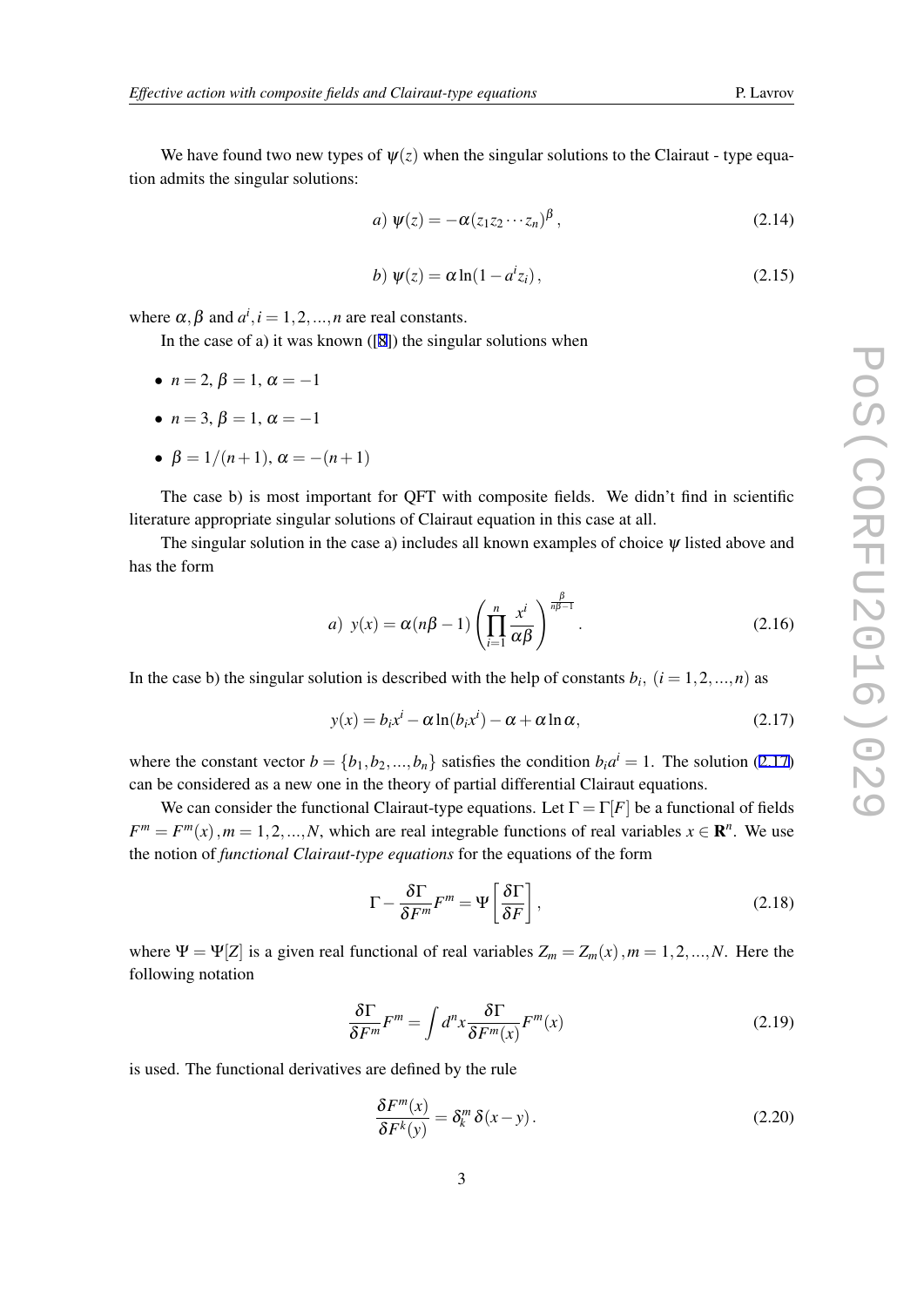We have found two new types of $\psi(z)$ when the singular solutions to the Clairaut - type equation admits the singular solutions:

$$a)\ \psi(z) = -\alpha(z_1 z_2 \cdots z_n)^{\beta}\,, \tag{2.14}$$

$$b)\ \psi(z) = \alpha \ln(1 - a^i z_i)\,, \tag{2.15}$$

where $\alpha, \beta$ and $a^i, i = 1,2,...,n$ are real constants.

In the case of a) it was known ([8]) the singular solutions when

- $n = 2,\ \beta = 1,\ \alpha = -1$
- $n = 3,\ \beta = 1,\ \alpha = -1$
- $\beta = 1/(n+1),\ \alpha = -(n+1)$

The case b) is most important for QFT with composite fields. We didn't find in scientific literature appropriate singular solutions of Clairaut equation in this case at all.

The singular solution in the case a) includes all known examples of choice $\psi$ listed above and has the form

$$a)\ y(x) = \alpha(n\beta - 1)\left(\prod_{i=1}^{n} \frac{x^i}{\alpha\beta}\right)^{\frac{\beta}{n\beta-1}}. \tag{2.16}$$

In the case b) the singular solution is described with the help of constants $b_i,\ (i = 1,2,...,n)$ as

$$y(x) = b_i x^i - \alpha \ln(b_i x^i) - \alpha + \alpha \ln \alpha, \tag{2.17}$$

where the constant vector $b = \{b_1, b_2, ..., b_n\}$ satisfies the condition $b_i a^i = 1$. The solution (2.17) can be considered as a new one in the theory of partial differential Clairaut equations.

We can consider the functional Clairaut-type equations. Let $\Gamma = \Gamma[F]$ be a functional of fields $F^m = F^m(x)\,, m = 1,2,...,N$, which are real integrable functions of real variables $x \in \mathbf{R}^n$. We use the notion of *functional Clairaut-type equations* for the equations of the form

$$\Gamma - \frac{\delta\Gamma}{\delta F^m} F^m = \Psi\left[\frac{\delta\Gamma}{\delta F}\right], \tag{2.18}$$

where $\Psi = \Psi[Z]$ is a given real functional of real variables $Z_m = Z_m(x)\,, m = 1,2,...,N$. Here the following notation

$$\frac{\delta\Gamma}{\delta F^m} F^m = \int d^n x \frac{\delta\Gamma}{\delta F^m(x)} F^m(x) \tag{2.19}$$

is used. The functional derivatives are defined by the rule

$$\frac{\delta F^m(x)}{\delta F^k(y)} = \delta^m_k\, \delta(x - y)\,. \tag{2.20}$$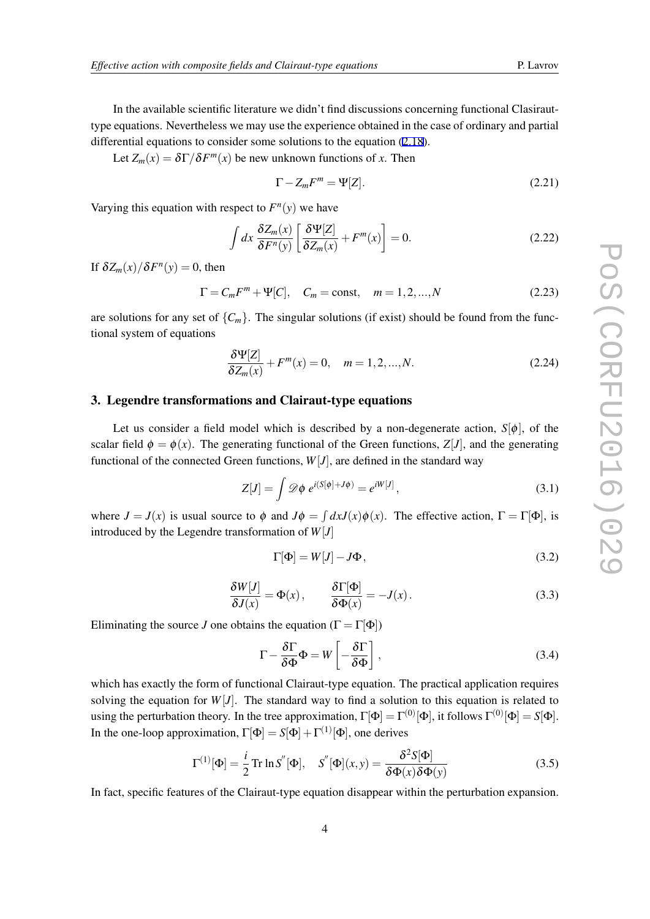In the available scientific literature we didn't find discussions concerning functional Clasiraut-type equations. Nevertheless we may use the experience obtained in the case of ordinary and partial differential equations to consider some solutions to the equation (2.18).

Let $Z_m(x) = \delta\Gamma/\delta F^m(x)$ be new unknown functions of $x$. Then

$$\Gamma - Z_m F^m = \Psi[Z]. \tag{2.21}$$

Varying this equation with respect to $F^n(y)$ we have

$$\int dx \, \frac{\delta Z_m(x)}{\delta F^n(y)} \left[ \frac{\delta \Psi[Z]}{\delta Z_m(x)} + F^m(x) \right] = 0. \tag{2.22}$$

If $\delta Z_m(x)/\delta F^n(y) = 0$, then

$$\Gamma = C_m F^m + \Psi[C], \quad C_m = \text{const}, \quad m = 1, 2, ..., N \tag{2.23}$$

are solutions for any set of $\{C_m\}$. The singular solutions (if exist) should be found from the functional system of equations

$$\frac{\delta \Psi[Z]}{\delta Z_m(x)} + F^m(x) = 0, \quad m = 1, 2, ..., N. \tag{2.24}$$

## 3. Legendre transformations and Clairaut-type equations

Let us consider a field model which is described by a non-degenerate action, $S[\phi]$, of the scalar field $\phi = \phi(x)$. The generating functional of the Green functions, $Z[J]$, and the generating functional of the connected Green functions, $W[J]$, are defined in the standard way

$$Z[J] = \int \mathscr{D}\phi \; e^{i(S[\phi] + J\phi)} = e^{iW[J]}, \tag{3.1}$$

where $J = J(x)$ is usual source to $\phi$ and $J\phi = \int dx J(x)\phi(x)$. The effective action, $\Gamma = \Gamma[\Phi]$, is introduced by the Legendre transformation of $W[J]$

$$\Gamma[\Phi] = W[J] - J\Phi, \tag{3.2}$$

$$\frac{\delta W[J]}{\delta J(x)} = \Phi(x), \qquad \frac{\delta \Gamma[\Phi]}{\delta \Phi(x)} = -J(x). \tag{3.3}$$

Eliminating the source $J$ one obtains the equation ($\Gamma = \Gamma[\Phi]$)

$$\Gamma - \frac{\delta \Gamma}{\delta \Phi}\Phi = W\left[ -\frac{\delta \Gamma}{\delta \Phi} \right], \tag{3.4}$$

which has exactly the form of functional Clairaut-type equation. The practical application requires solving the equation for $W[J]$. The standard way to find a solution to this equation is related to using the perturbation theory. In the tree approximation, $\Gamma[\Phi] = \Gamma^{(0)}[\Phi]$, it follows $\Gamma^{(0)}[\Phi] = S[\Phi]$. In the one-loop approximation, $\Gamma[\Phi] = S[\Phi] + \Gamma^{(1)}[\Phi]$, one derives

$$\Gamma^{(1)}[\Phi] = \frac{i}{2}\,\mathrm{Tr}\ln S^{''}[\Phi], \quad S^{''}[\Phi](x,y) = \frac{\delta^2 S[\Phi]}{\delta \Phi(x)\delta \Phi(y)} \tag{3.5}$$

In fact, specific features of the Clairaut-type equation disappear within the perturbation expansion.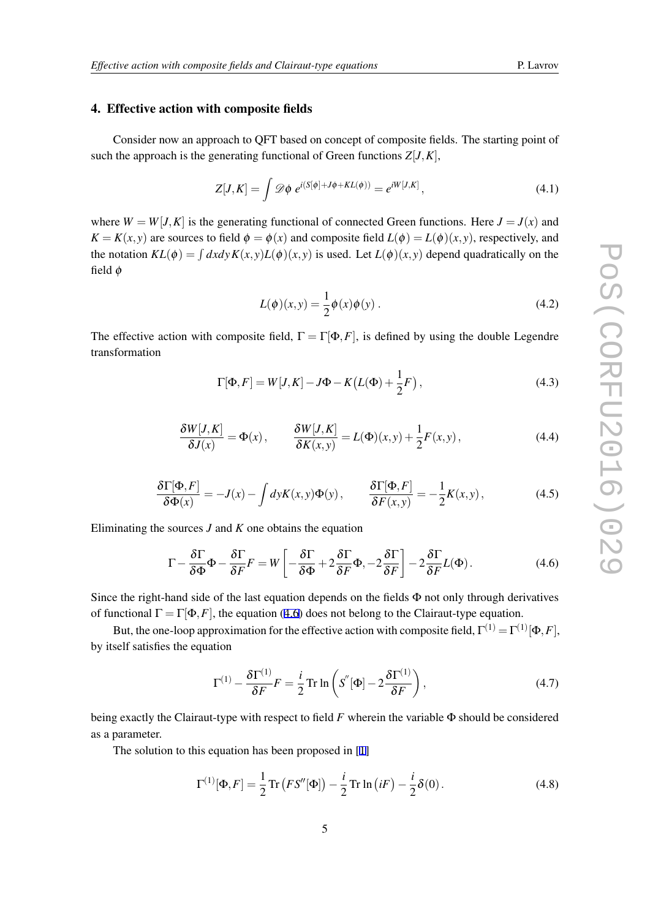## 4. Effective action with composite fields

Consider now an approach to QFT based on concept of composite fields. The starting point of such the approach is the generating functional of Green functions $Z[J,K]$,

$$
Z[J,K] = \int \mathscr{D}\phi \; e^{i(S[\phi]+J\phi+KL(\phi))} = e^{iW[J,K]}, \tag{4.1}
$$

where $W = W[J,K]$ is the generating functional of connected Green functions. Here $J = J(x)$ and $K = K(x,y)$ are sources to field $\phi = \phi(x)$ and composite field $L(\phi) = L(\phi)(x,y)$, respectively, and the notation $KL(\phi) = \int dxdy\, K(x,y)L(\phi)(x,y)$ is used. Let $L(\phi)(x,y)$ depend quadratically on the field $\phi$

$$
L(\phi)(x,y) = \frac{1}{2}\phi(x)\phi(y)\,. \tag{4.2}
$$

The effective action with composite field, $\Gamma = \Gamma[\Phi,F]$, is defined by using the double Legendre transformation

$$
\Gamma[\Phi,F] = W[J,K] - J\Phi - K\big(L(\Phi) + \frac{1}{2}F\big), \tag{4.3}
$$

$$
\frac{\delta W[J,K]}{\delta J(x)} = \Phi(x)\,, \qquad \frac{\delta W[J,K]}{\delta K(x,y)} = L(\Phi)(x,y) + \frac{1}{2}F(x,y)\,, \tag{4.4}
$$

$$
\frac{\delta \Gamma[\Phi,F]}{\delta \Phi(x)} = -J(x) - \int dy K(x,y)\Phi(y)\,, \qquad \frac{\delta \Gamma[\Phi,F]}{\delta F(x,y)} = -\frac{1}{2}K(x,y)\,, \tag{4.5}
$$

Eliminating the sources $J$ and $K$ one obtains the equation

$$
\Gamma - \frac{\delta\Gamma}{\delta\Phi}\Phi - \frac{\delta\Gamma}{\delta F}F = W\left[-\frac{\delta\Gamma}{\delta\Phi} + 2\frac{\delta\Gamma}{\delta F}\Phi, -2\frac{\delta\Gamma}{\delta F}\right] - 2\frac{\delta\Gamma}{\delta F}L(\Phi)\,. \tag{4.6}
$$

Since the right-hand side of the last equation depends on the fields $\Phi$ not only through derivatives of functional $\Gamma = \Gamma[\Phi,F]$, the equation (4.6) does not belong to the Clairaut-type equation.

But, the one-loop approximation for the effective action with composite field, $\Gamma^{(1)} = \Gamma^{(1)}[\Phi,F]$, by itself satisfies the equation

$$
\Gamma^{(1)} - \frac{\delta\Gamma^{(1)}}{\delta F}F = \frac{i}{2}\,\mathrm{Tr}\ln\left(S^{''}[\Phi] - 2\frac{\delta\Gamma^{(1)}}{\delta F}\right), \tag{4.7}
$$

being exactly the Clairaut-type with respect to field $F$ wherein the variable $\Phi$ should be considered as a parameter.

The solution to this equation has been proposed in [1]

$$
\Gamma^{(1)}[\Phi,F] = \frac{1}{2}\,\mathrm{Tr}\big(FS''[\Phi]\big) - \frac{i}{2}\,\mathrm{Tr}\ln\big(iF\big) - \frac{i}{2}\delta(0)\,. \tag{4.8}
$$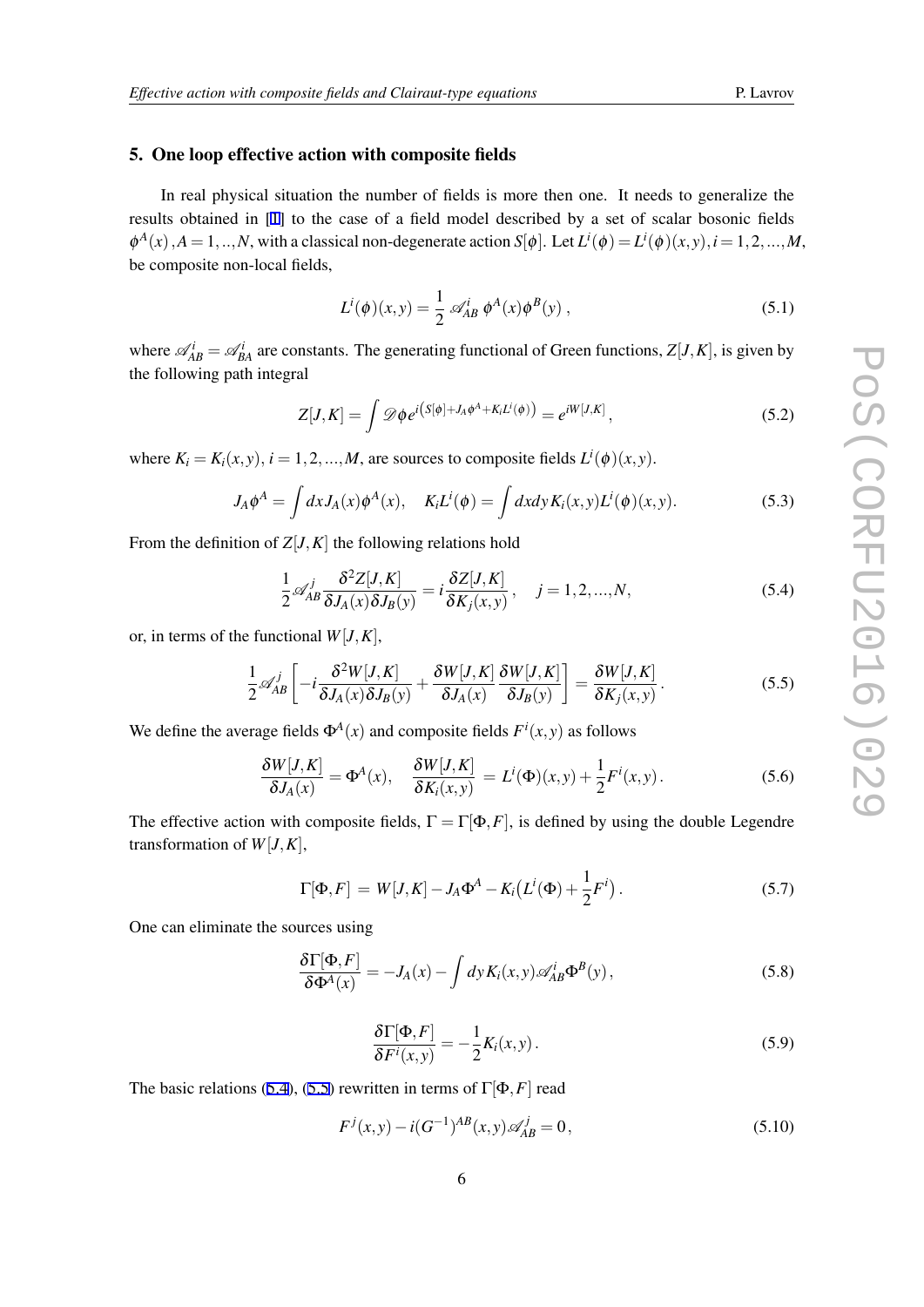## 5. One loop effective action with composite fields

In real physical situation the number of fields is more then one. It needs to generalize the results obtained in [1] to the case of a field model described by a set of scalar bosonic fields $\phi^A(x)\,, A=1,..,N$, with a classical non-degenerate action $S[\phi]$. Let $L^i(\phi)=L^i(\phi)(x,y), i=1,2,...,M$, be composite non-local fields,

$$L^i(\phi)(x,y) = \frac{1}{2}\,\mathscr{A}^i_{AB}\,\phi^A(x)\phi^B(y)\,, \tag{5.1}$$

where $\mathscr{A}^i_{AB}=\mathscr{A}^i_{BA}$ are constants. The generating functional of Green functions, $Z[J,K]$, is given by the following path integral

$$Z[J,K] = \int \mathscr{D}\phi\, e^{i\left(S[\phi]+J_A\phi^A+K_iL^i(\phi)\right)} = e^{iW[J,K]}\,, \tag{5.2}$$

where $K_i=K_i(x,y)$, $i=1,2,...,M$, are sources to composite fields $L^i(\phi)(x,y)$.

$$J_A\phi^A = \int dx J_A(x)\phi^A(x), \quad K_iL^i(\phi) = \int dxdy\, K_i(x,y)L^i(\phi)(x,y). \tag{5.3}$$

From the definition of $Z[J,K]$ the following relations hold

$$\frac{1}{2}\mathscr{A}^j_{AB}\frac{\delta^2 Z[J,K]}{\delta J_A(x)\delta J_B(y)} = i\frac{\delta Z[J,K]}{\delta K_j(x,y)}\,, \quad j=1,2,...,N, \tag{5.4}$$

or, in terms of the functional $W[J,K]$,

$$\frac{1}{2}\mathscr{A}^j_{AB}\left[-i\frac{\delta^2 W[J,K]}{\delta J_A(x)\delta J_B(y)} + \frac{\delta W[J,K]}{\delta J_A(x)}\frac{\delta W[J,K]}{\delta J_B(y)}\right] = \frac{\delta W[J,K]}{\delta K_j(x,y)}\,. \tag{5.5}$$

We define the average fields $\Phi^A(x)$ and composite fields $F^i(x,y)$ as follows

$$\frac{\delta W[J,K]}{\delta J_A(x)} = \Phi^A(x), \quad \frac{\delta W[J,K]}{\delta K_i(x,y)} = L^i(\Phi)(x,y) + \frac{1}{2}F^i(x,y)\,. \tag{5.6}$$

The effective action with composite fields, $\Gamma=\Gamma[\Phi,F]$, is defined by using the double Legendre transformation of $W[J,K]$,

$$\Gamma[\Phi,F] = W[J,K] - J_A\Phi^A - K_i\big(L^i(\Phi) + \frac{1}{2}F^i\big)\,. \tag{5.7}$$

One can eliminate the sources using

$$\frac{\delta\Gamma[\Phi,F]}{\delta\Phi^A(x)} = -J_A(x) - \int dy\, K_i(x,y)\mathscr{A}^i_{AB}\Phi^B(y)\,, \tag{5.8}$$

$$\frac{\delta\Gamma[\Phi,F]}{\delta F^i(x,y)} = -\frac{1}{2}K_i(x,y)\,. \tag{5.9}$$

The basic relations (5.4), (5.5) rewritten in terms of $\Gamma[\Phi,F]$ read

$$F^j(x,y) - i(G^{-1})^{AB}(x,y)\mathscr{A}^j_{AB} = 0\,, \tag{5.10}$$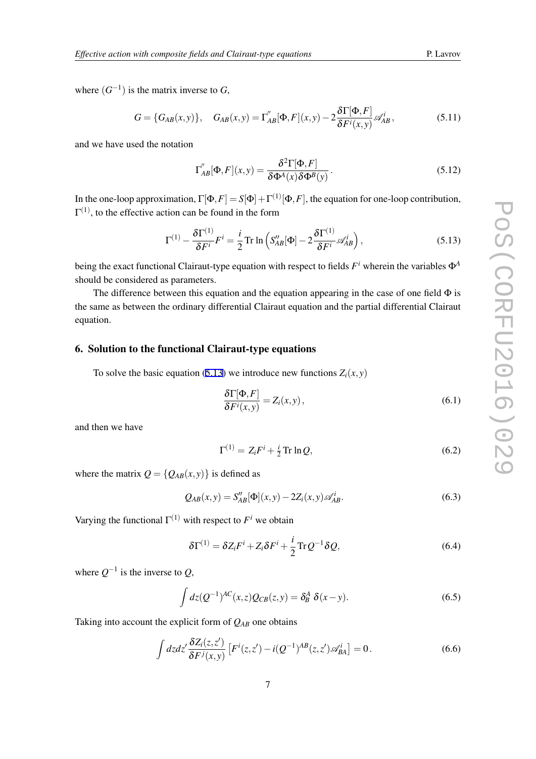where $(G^{-1})$ is the matrix inverse to $G$,

$$
G = \{G_{AB}(x,y)\}, \quad G_{AB}(x,y) = \Gamma^{''}_{AB}[\Phi,F](x,y) - 2\frac{\delta\Gamma[\Phi,F]}{\delta F^i(x,y)}\mathscr{A}^i_{AB}, \tag{5.11}
$$

and we have used the notation

$$
\Gamma^{''}_{AB}[\Phi,F](x,y) = \frac{\delta^2\Gamma[\Phi,F]}{\delta\Phi^A(x)\delta\Phi^B(y)}. \tag{5.12}
$$

In the one-loop approximation, $\Gamma[\Phi,F] = S[\Phi] + \Gamma^{(1)}[\Phi,F]$, the equation for one-loop contribution, $\Gamma^{(1)}$, to the effective action can be found in the form

$$
\Gamma^{(1)} - \frac{\delta\Gamma^{(1)}}{\delta F^i}F^i = \frac{i}{2}\,\mathrm{Tr}\ln\left(S''_{AB}[\Phi] - 2\frac{\delta\Gamma^{(1)}}{\delta F^i}\mathscr{A}^i_{AB}\right), \tag{5.13}
$$

being the exact functional Clairaut-type equation with respect to fields $F^i$ wherein the variables $\Phi^A$ should be considered as parameters.

The difference between this equation and the equation appearing in the case of one field $\Phi$ is the same as between the ordinary differential Clairaut equation and the partial differential Clairaut equation.

## 6. Solution to the functional Clairaut-type equations

To solve the basic equation (5.13) we introduce new functions $Z_i(x,y)$

$$
\frac{\delta\Gamma[\Phi,F]}{\delta F^i(x,y)} = Z_i(x,y), \tag{6.1}
$$

and then we have

$$
\Gamma^{(1)} = Z_i F^i + \tfrac{i}{2}\,\mathrm{Tr}\ln Q, \tag{6.2}
$$

where the matrix $Q = \{Q_{AB}(x,y)\}$ is defined as

$$
Q_{AB}(x,y) = S''_{AB}[\Phi](x,y) - 2Z_i(x,y)\mathscr{A}^i_{AB}. \tag{6.3}
$$

Varying the functional $\Gamma^{(1)}$ with respect to $F^i$ we obtain

$$
\delta\Gamma^{(1)} = \delta Z_i F^i + Z_i\delta F^i + \frac{i}{2}\,\mathrm{Tr}\,Q^{-1}\delta Q, \tag{6.4}
$$

where $Q^{-1}$ is the inverse to $Q$,

$$
\int dz (Q^{-1})^{AC}(x,z)Q_{CB}(z,y) = \delta^A_B\;\delta(x-y). \tag{6.5}
$$

Taking into account the explicit form of $Q_{AB}$ one obtains

$$
\int dz dz' \frac{\delta Z_i(z,z')}{\delta F^j(x,y)}\left[F^i(z,z') - i(Q^{-1})^{AB}(z,z')\mathscr{A}^i_{BA}\right] = 0\,. \tag{6.6}
$$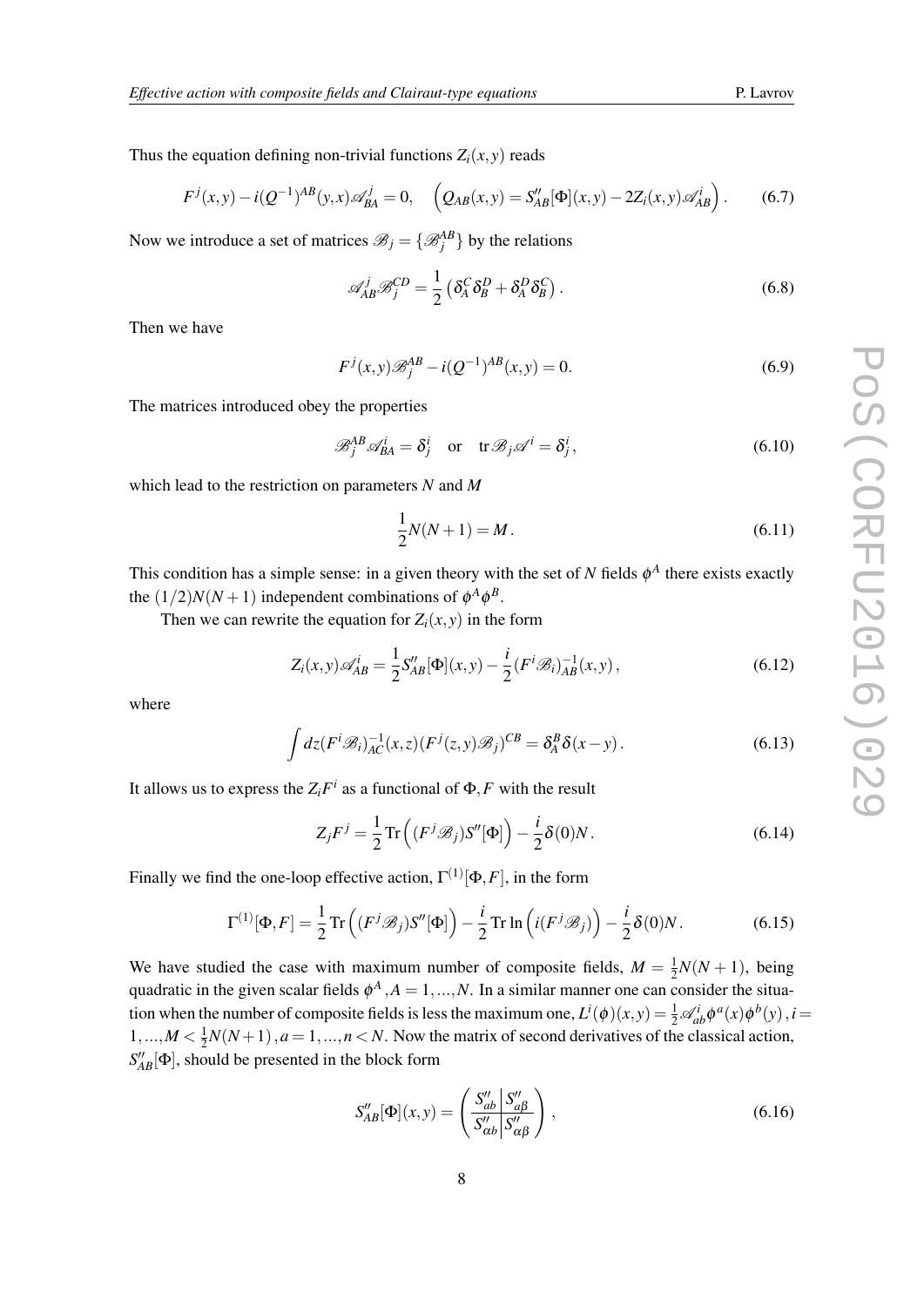Thus the equation defining non-trivial functions $Z_i(x,y)$ reads

$$F^j(x,y) - i(Q^{-1})^{AB}(y,x)\mathscr{A}^j_{BA} = 0, \quad \Big(Q_{AB}(x,y) = S''_{AB}[\Phi](x,y) - 2Z_i(x,y)\mathscr{A}^i_{AB}\Big). \tag{6.7}$$

Now we introduce a set of matrices $\mathscr{B}_j = \{\mathscr{B}^{AB}_j\}$ by the relations

$$\mathscr{A}^j_{AB}\mathscr{B}^{CD}_j = \frac{1}{2}\left(\delta^C_A\delta^D_B + \delta^D_A\delta^C_B\right). \tag{6.8}$$

Then we have

$$F^j(x,y)\mathscr{B}^{AB}_j - i(Q^{-1})^{AB}(x,y) = 0. \tag{6.9}$$

The matrices introduced obey the properties

$$\mathscr{B}^{AB}_j\mathscr{A}^i_{BA} = \delta^i_j \quad \text{or} \quad \operatorname{tr}\mathscr{B}_j\mathscr{A}^i = \delta^i_j, \tag{6.10}$$

which lead to the restriction on parameters $N$ and $M$

$$\frac{1}{2}N(N+1) = M. \tag{6.11}$$

This condition has a simple sense: in a given theory with the set of $N$ fields $\phi^A$ there exists exactly the $(1/2)N(N+1)$ independent combinations of $\phi^A\phi^B$.

Then we can rewrite the equation for $Z_i(x,y)$ in the form

$$Z_i(x,y)\mathscr{A}^i_{AB} = \frac{1}{2}S''_{AB}[\Phi](x,y) - \frac{i}{2}(F^i\mathscr{B}_i)^{-1}_{AB}(x,y), \tag{6.12}$$

where

$$\int dz(F^i\mathscr{B}_i)^{-1}_{AC}(x,z)(F^j(z,y)\mathscr{B}_j)^{CB} = \delta^B_A\delta(x-y). \tag{6.13}$$

It allows us to express the $Z_iF^i$ as a functional of $\Phi, F$ with the result

$$Z_jF^j = \frac{1}{2}\operatorname{Tr}\Big((F^j\mathscr{B}_j)S''[\Phi]\Big) - \frac{i}{2}\delta(0)N. \tag{6.14}$$

Finally we find the one-loop effective action, $\Gamma^{(1)}[\Phi,F]$, in the form

$$\Gamma^{(1)}[\Phi,F] = \frac{1}{2}\operatorname{Tr}\Big((F^j\mathscr{B}_j)S''[\Phi]\Big) - \frac{i}{2}\operatorname{Tr}\ln\Big(i(F^j\mathscr{B}_j)\Big) - \frac{i}{2}\delta(0)N. \tag{6.15}$$

We have studied the case with maximum number of composite fields, $M = \frac{1}{2}N(N+1)$, being quadratic in the given scalar fields $\phi^A, A = 1,...,N$. In a similar manner one can consider the situation when the number of composite fields is less the maximum one, $L^i(\phi)(x,y) = \frac{1}{2}\mathscr{A}^i_{ab}\phi^a(x)\phi^b(y), i = 1,...,M < \frac{1}{2}N(N+1), a = 1,...,n < N$. Now the matrix of second derivatives of the classical action, $S''_{AB}[\Phi]$, should be presented in the block form

$$S''_{AB}[\Phi](x,y) = \left(\begin{array}{c|c} S''_{ab} & S''_{a\beta} \\ \hline S''_{\alpha b} & S''_{\alpha\beta} \end{array}\right), \tag{6.16}$$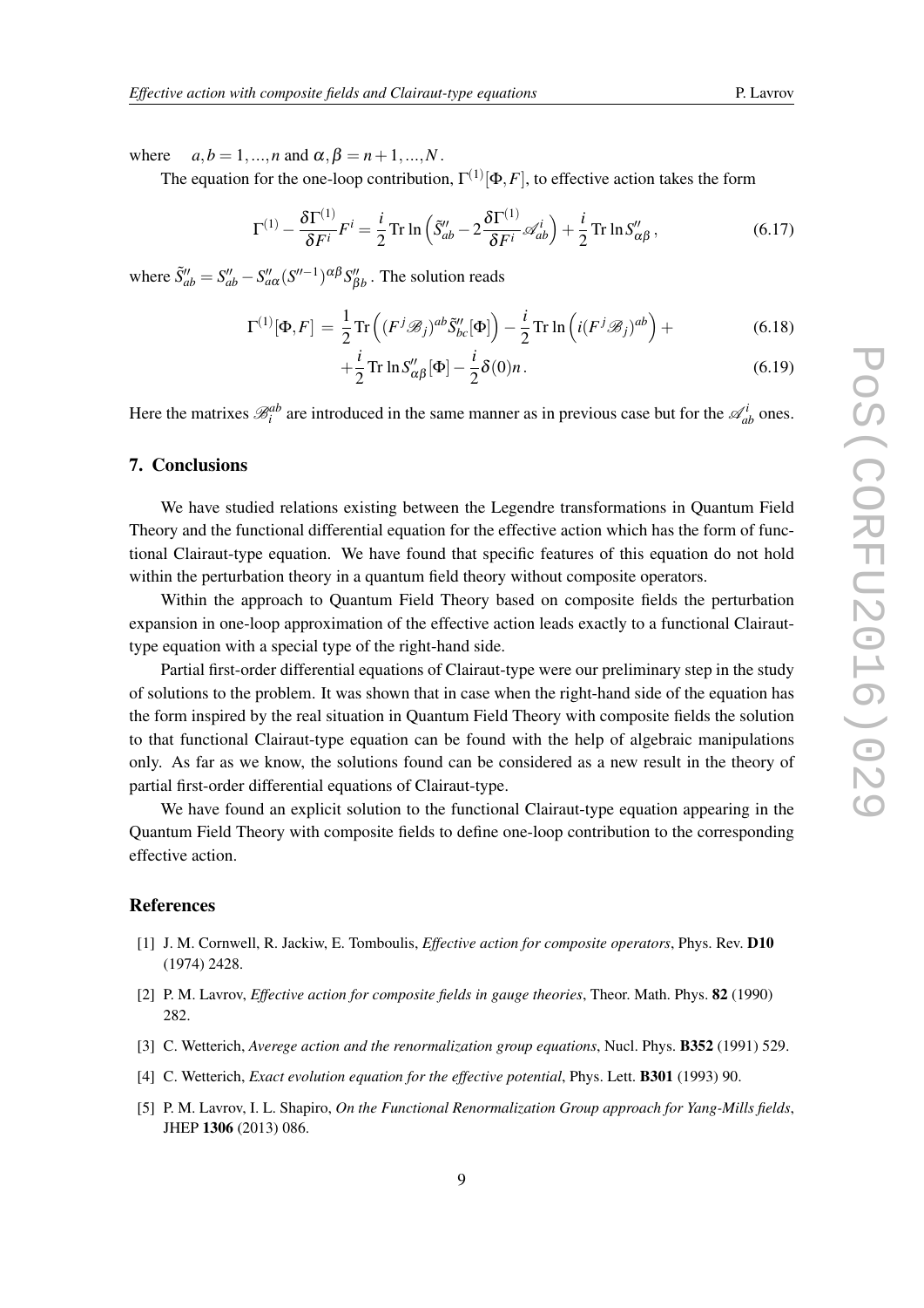where $\quad a,b = 1,...,n$ and $\alpha,\beta = n+1,...,N$.

The equation for the one-loop contribution, $\Gamma^{(1)}[\Phi,F]$, to effective action takes the form

$$\Gamma^{(1)} - \frac{\delta \Gamma^{(1)}}{\delta F^i} F^i = \frac{i}{2} \operatorname{Tr} \ln \Big( \tilde{S}''_{ab} - 2 \frac{\delta \Gamma^{(1)}}{\delta F^i} \mathscr{A}^i_{ab} \Big) + \frac{i}{2} \operatorname{Tr} \ln S''_{\alpha\beta} \,, \tag{6.17}$$

where $\tilde{S}''_{ab} = S''_{ab} - S''_{a\alpha}(S''^{-1})^{\alpha\beta} S''_{\beta b}$. The solution reads

$$\Gamma^{(1)}[\Phi,F] \,=\, \frac{1}{2} \operatorname{Tr} \Big( (F^j \mathscr{B}_j)^{ab} \tilde{S}''_{bc}[\Phi] \Big) - \frac{i}{2} \operatorname{Tr} \ln \Big( i (F^j \mathscr{B}_j)^{ab} \Big) + \tag{6.18}$$

$$+ \frac{i}{2} \operatorname{Tr} \ln S''_{\alpha\beta}[\Phi] - \frac{i}{2} \delta(0) n \,. \tag{6.19}$$

Here the matrixes $\mathscr{B}^{ab}_i$ are introduced in the same manner as in previous case but for the $\mathscr{A}^i_{ab}$ ones.

## 7. Conclusions

We have studied relations existing between the Legendre transformations in Quantum Field Theory and the functional differential equation for the effective action which has the form of functional Clairaut-type equation. We have found that specific features of this equation do not hold within the perturbation theory in a quantum field theory without composite operators.

Within the approach to Quantum Field Theory based on composite fields the perturbation expansion in one-loop approximation of the effective action leads exactly to a functional Clairaut-type equation with a special type of the right-hand side.

Partial first-order differential equations of Clairaut-type were our preliminary step in the study of solutions to the problem. It was shown that in case when the right-hand side of the equation has the form inspired by the real situation in Quantum Field Theory with composite fields the solution to that functional Clairaut-type equation can be found with the help of algebraic manipulations only. As far as we know, the solutions found can be considered as a new result in the theory of partial first-order differential equations of Clairaut-type.

We have found an explicit solution to the functional Clairaut-type equation appearing in the Quantum Field Theory with composite fields to define one-loop contribution to the corresponding effective action.

## References

[1] J. M. Cornwell, R. Jackiw, E. Tomboulis, *Effective action for composite operators*, Phys. Rev. **D10** (1974) 2428.

[2] P. M. Lavrov, *Effective action for composite fields in gauge theories*, Theor. Math. Phys. **82** (1990) 282.

[3] C. Wetterich, *Averege action and the renormalization group equations*, Nucl. Phys. **B352** (1991) 529.

[4] C. Wetterich, *Exact evolution equation for the effective potential*, Phys. Lett. **B301** (1993) 90.

[5] P. M. Lavrov, I. L. Shapiro, *On the Functional Renormalization Group approach for Yang-Mills fields*, JHEP **1306** (2013) 086.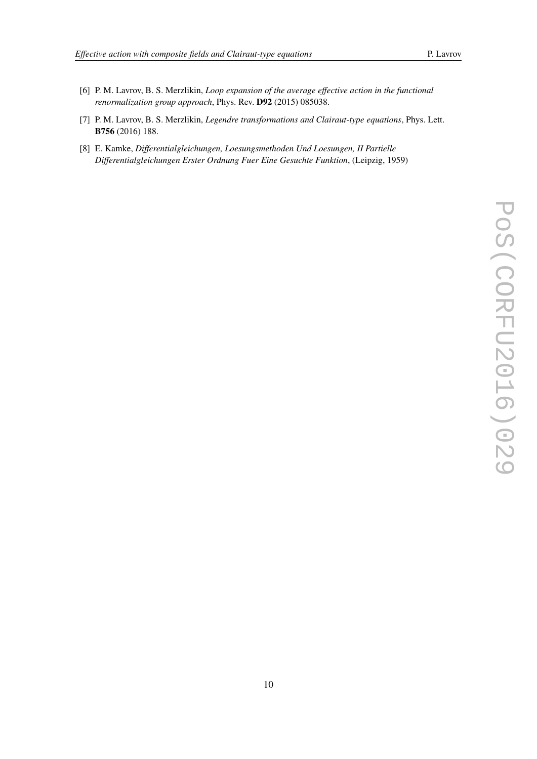[6] P. M. Lavrov, B. S. Merzlikin, *Loop expansion of the average effective action in the functional renormalization group approach*, Phys. Rev. **D92** (2015) 085038.

[7] P. M. Lavrov, B. S. Merzlikin, *Legendre transformations and Clairaut-type equations*, Phys. Lett. **B756** (2016) 188.

[8] E. Kamke, *Differentialgleichungen, Loesungsmethoden Und Loesungen, II Partielle Differentialgleichungen Erster Ordnung Fuer Eine Gesuchte Funktion*, (Leipzig, 1959)